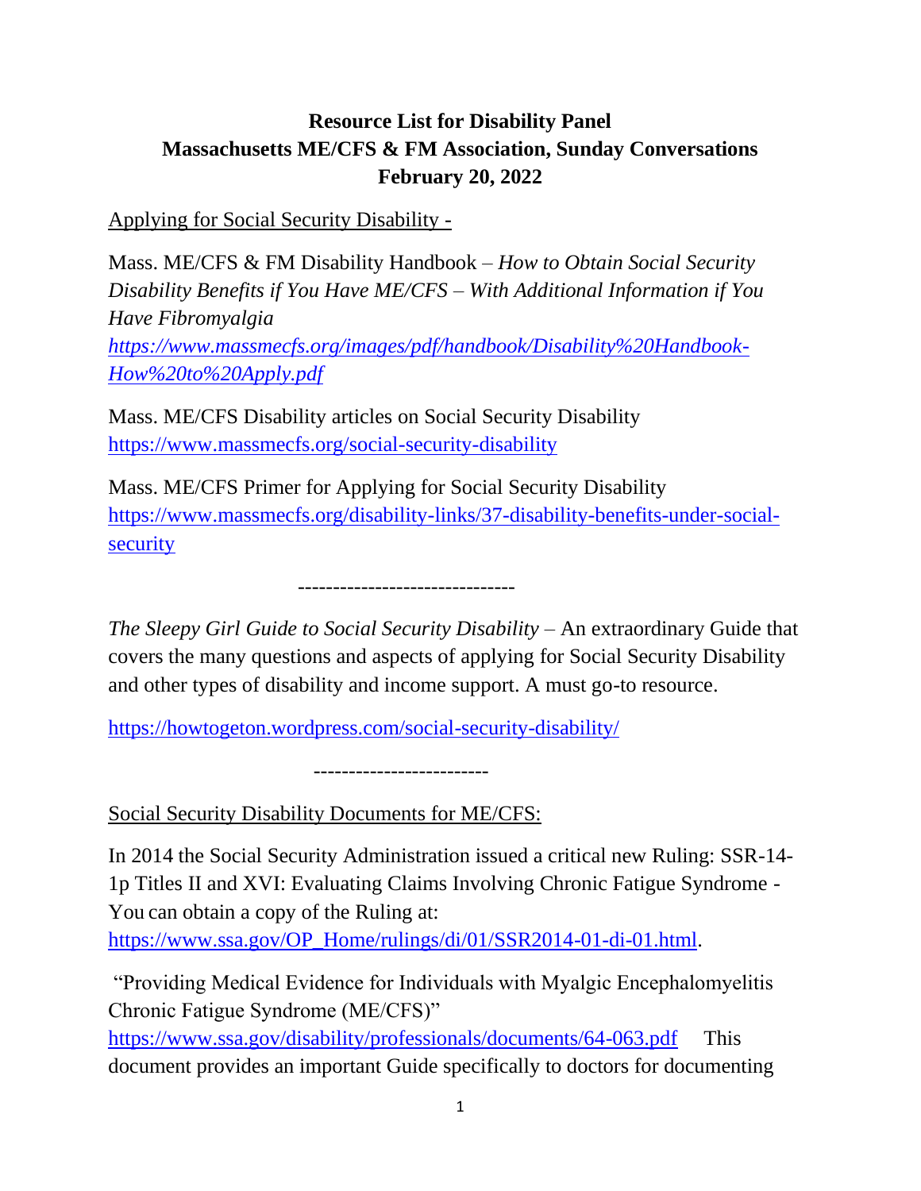**Resource List for Disability Panel**
**Massachusetts ME/CFS & FM Association, Sunday Conversations**
**February 20, 2022**

Applying for Social Security Disability -

Mass. ME/CFS & FM Disability Handbook – *How to Obtain Social Security Disability Benefits if You Have ME/CFS – With Additional Information if You Have Fibromyalgia*
*https://www.massmecfs.org/images/pdf/handbook/Disability%20Handbook-How%20to%20Apply.pdf*

Mass. ME/CFS Disability articles on Social Security Disability
https://www.massmecfs.org/social-security-disability

Mass. ME/CFS Primer for Applying for Social Security Disability
https://www.massmecfs.org/disability-links/37-disability-benefits-under-social-security

-------------------------------

*The Sleepy Girl Guide to Social Security Disability* – An extraordinary Guide that covers the many questions and aspects of applying for Social Security Disability and other types of disability and income support. A must go-to resource.

https://howtogeton.wordpress.com/social-security-disability/

-------------------------

Social Security Disability Documents for ME/CFS:

In 2014 the Social Security Administration issued a critical new Ruling: SSR-14-1p Titles II and XVI: Evaluating Claims Involving Chronic Fatigue Syndrome - You can obtain a copy of the Ruling at: https://www.ssa.gov/OP_Home/rulings/di/01/SSR2014-01-di-01.html.

"Providing Medical Evidence for Individuals with Myalgic Encephalomyelitis Chronic Fatigue Syndrome (ME/CFS)"
https://www.ssa.gov/disability/professionals/documents/64-063.pdf This document provides an important Guide specifically to doctors for documenting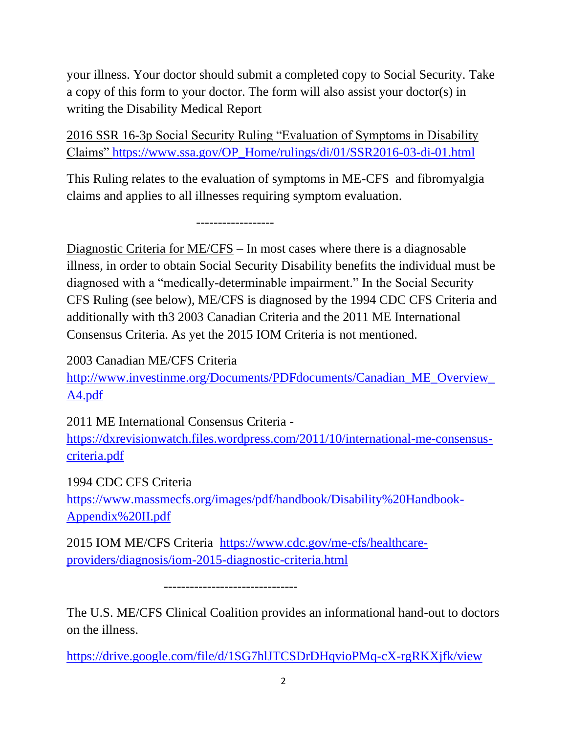your illness. Your doctor should submit a completed copy to Social Security. Take a copy of this form to your doctor. The form will also assist your doctor(s) in writing the Disability Medical Report

2016 SSR 16-3p Social Security Ruling "Evaluation of Symptoms in Disability Claims" https://www.ssa.gov/OP_Home/rulings/di/01/SSR2016-03-di-01.html

This Ruling relates to the evaluation of symptoms in ME-CFS and fibromyalgia claims and applies to all illnesses requiring symptom evaluation.

------------------

Diagnostic Criteria for ME/CFS – In most cases where there is a diagnosable illness, in order to obtain Social Security Disability benefits the individual must be diagnosed with a "medically-determinable impairment." In the Social Security CFS Ruling (see below), ME/CFS is diagnosed by the 1994 CDC CFS Criteria and additionally with th3 2003 Canadian Criteria and the 2011 ME International Consensus Criteria. As yet the 2015 IOM Criteria is not mentioned.

2003 Canadian ME/CFS Criteria
http://www.investinme.org/Documents/PDFdocuments/Canadian_ME_Overview_A4.pdf

2011 ME International Consensus Criteria -
https://dxrevisionwatch.files.wordpress.com/2011/10/international-me-consensus-criteria.pdf

1994 CDC CFS Criteria
https://www.massmecfs.org/images/pdf/handbook/Disability%20Handbook-Appendix%20II.pdf

2015 IOM ME/CFS Criteria https://www.cdc.gov/me-cfs/healthcare-providers/diagnosis/iom-2015-diagnostic-criteria.html

------------------------------

The U.S. ME/CFS Clinical Coalition provides an informational hand-out to doctors on the illness.

https://drive.google.com/file/d/1SG7hlJTCSDrDHqvioPMq-cX-rgRKXjfk/view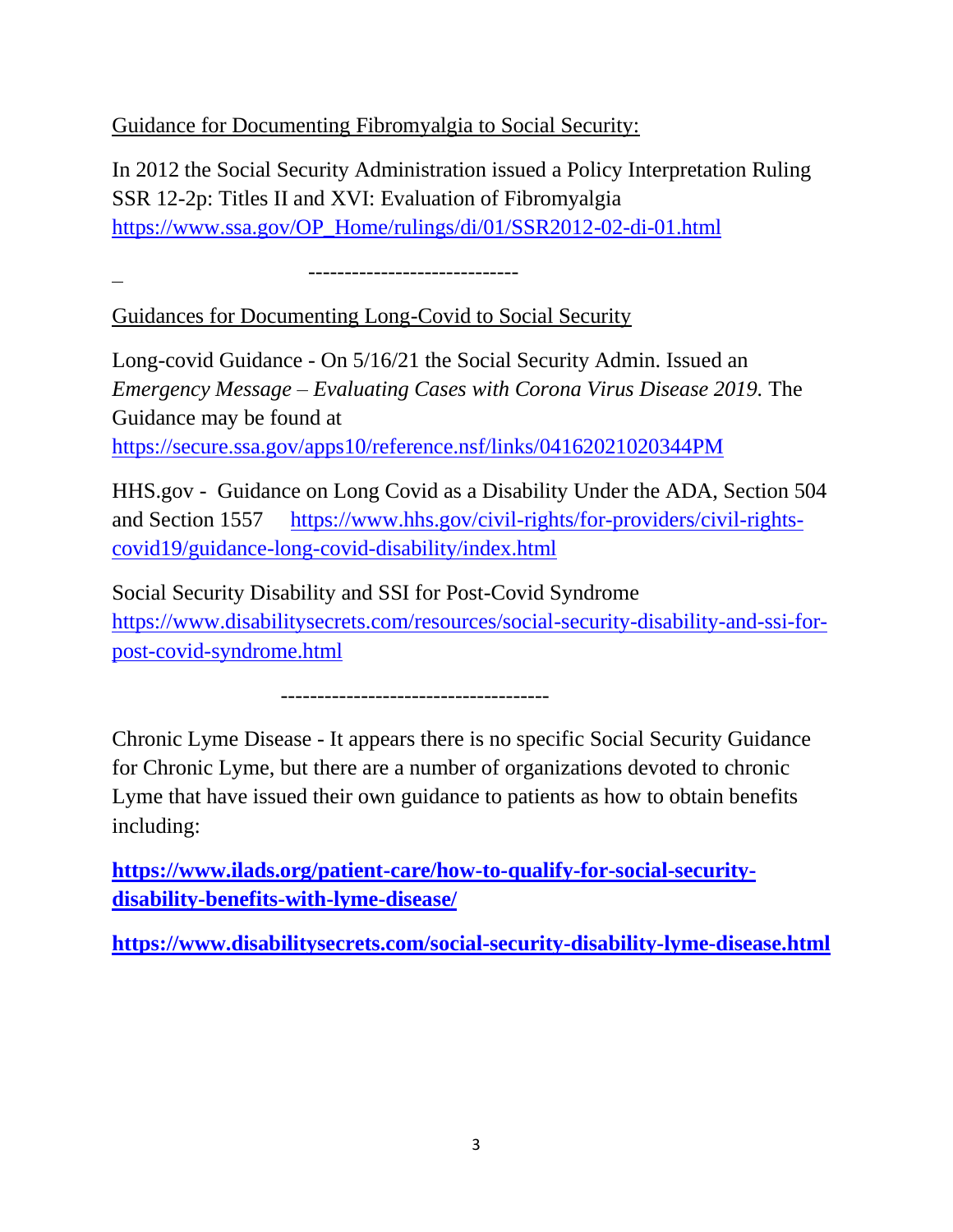Guidance for Documenting Fibromyalgia to Social Security:

In 2012 the Social Security Administration issued a Policy Interpretation Ruling SSR 12-2p: Titles II and XVI: Evaluation of Fibromyalgia https://www.ssa.gov/OP_Home/rulings/di/01/SSR2012-02-di-01.html

-----------------------------

Guidances for Documenting Long-Covid to Social Security

Long-covid Guidance - On 5/16/21 the Social Security Admin. Issued an *Emergency Message – Evaluating Cases with Corona Virus Disease 2019.* The Guidance may be found at https://secure.ssa.gov/apps10/reference.nsf/links/04162021020344PM

HHS.gov - Guidance on Long Covid as a Disability Under the ADA, Section 504 and Section 1557 https://www.hhs.gov/civil-rights/for-providers/civil-rights-covid19/guidance-long-covid-disability/index.html

Social Security Disability and SSI for Post-Covid Syndrome https://www.disabilitysecrets.com/resources/social-security-disability-and-ssi-for-post-covid-syndrome.html

-------------------------------------

Chronic Lyme Disease - It appears there is no specific Social Security Guidance for Chronic Lyme, but there are a number of organizations devoted to chronic Lyme that have issued their own guidance to patients as how to obtain benefits including:

**https://www.ilads.org/patient-care/how-to-qualify-for-social-security-disability-benefits-with-lyme-disease/**

**https://www.disabilitysecrets.com/social-security-disability-lyme-disease.html**